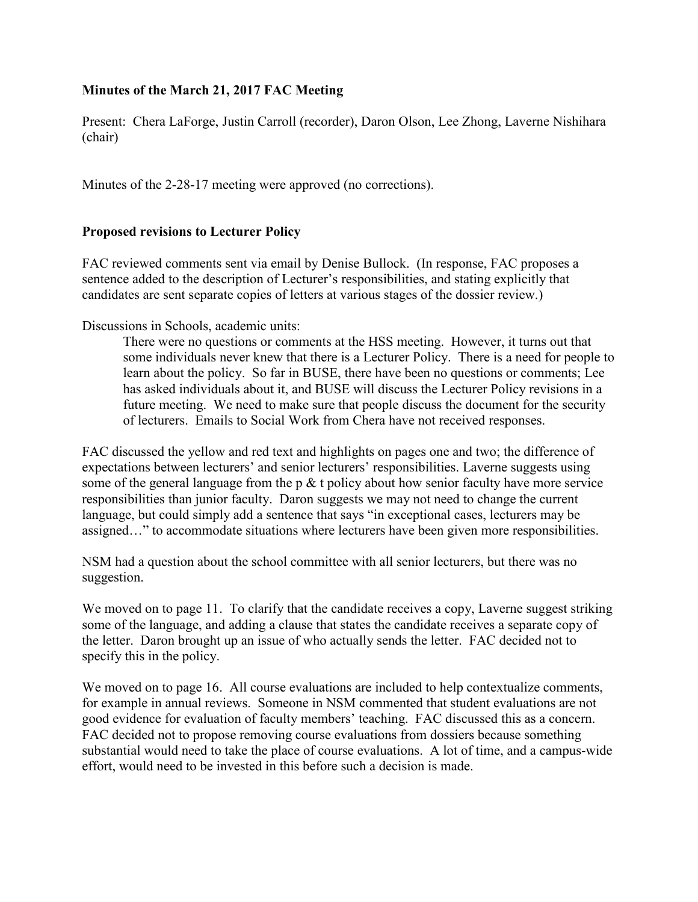**Minutes of the March 21, 2017 FAC Meeting**

Present: Chera LaForge, Justin Carroll (recorder), Daron Olson, Lee Zhong, Laverne Nishihara (chair)

Minutes of the 2-28-17 meeting were approved (no corrections).

**Proposed revisions to Lecturer Policy**

FAC reviewed comments sent via email by Denise Bullock. (In response, FAC proposes a sentence added to the description of Lecturer's responsibilities, and stating explicitly that candidates are sent separate copies of letters at various stages of the dossier review.)

Discussions in Schools, academic units:

> There were no questions or comments at the HSS meeting. However, it turns out that some individuals never knew that there is a Lecturer Policy. There is a need for people to learn about the policy. So far in BUSE, there have been no questions or comments; Lee has asked individuals about it, and BUSE will discuss the Lecturer Policy revisions in a future meeting. We need to make sure that people discuss the document for the security of lecturers. Emails to Social Work from Chera have not received responses.

FAC discussed the yellow and red text and highlights on pages one and two; the difference of expectations between lecturers' and senior lecturers' responsibilities. Laverne suggests using some of the general language from the p & t policy about how senior faculty have more service responsibilities than junior faculty. Daron suggests we may not need to change the current language, but could simply add a sentence that says "in exceptional cases, lecturers may be assigned…" to accommodate situations where lecturers have been given more responsibilities.

NSM had a question about the school committee with all senior lecturers, but there was no suggestion.

We moved on to page 11. To clarify that the candidate receives a copy, Laverne suggest striking some of the language, and adding a clause that states the candidate receives a separate copy of the letter. Daron brought up an issue of who actually sends the letter. FAC decided not to specify this in the policy.

We moved on to page 16. All course evaluations are included to help contextualize comments, for example in annual reviews. Someone in NSM commented that student evaluations are not good evidence for evaluation of faculty members' teaching. FAC discussed this as a concern. FAC decided not to propose removing course evaluations from dossiers because something substantial would need to take the place of course evaluations. A lot of time, and a campus-wide effort, would need to be invested in this before such a decision is made.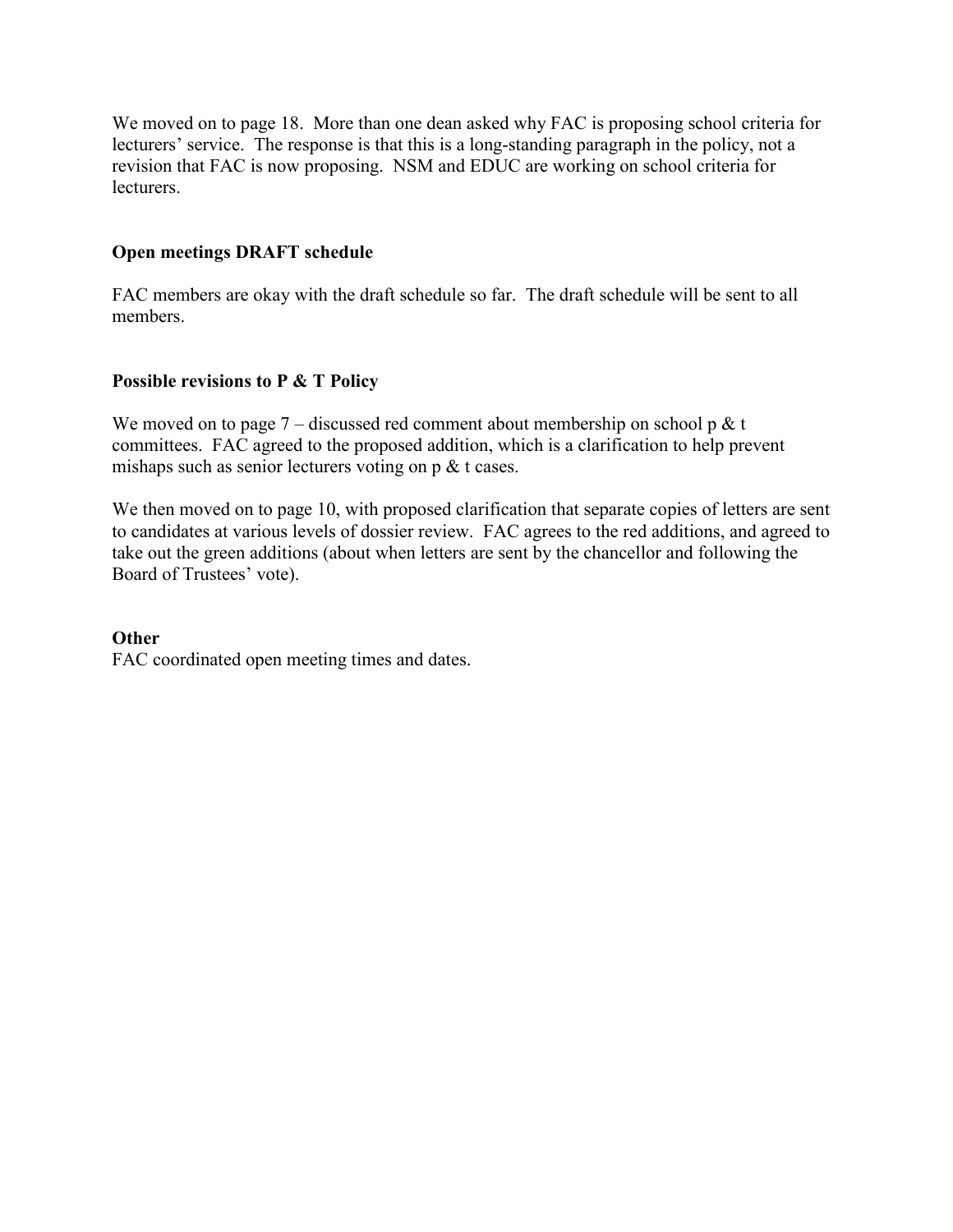We moved on to page 18. More than one dean asked why FAC is proposing school criteria for lecturers' service. The response is that this is a long-standing paragraph in the policy, not a revision that FAC is now proposing. NSM and EDUC are working on school criteria for lecturers.

**Open meetings DRAFT schedule**

FAC members are okay with the draft schedule so far. The draft schedule will be sent to all members.

**Possible revisions to P & T Policy**

We moved on to page 7 – discussed red comment about membership on school p & t committees. FAC agreed to the proposed addition, which is a clarification to help prevent mishaps such as senior lecturers voting on p & t cases.

We then moved on to page 10, with proposed clarification that separate copies of letters are sent to candidates at various levels of dossier review. FAC agrees to the red additions, and agreed to take out the green additions (about when letters are sent by the chancellor and following the Board of Trustees' vote).

**Other**

FAC coordinated open meeting times and dates.